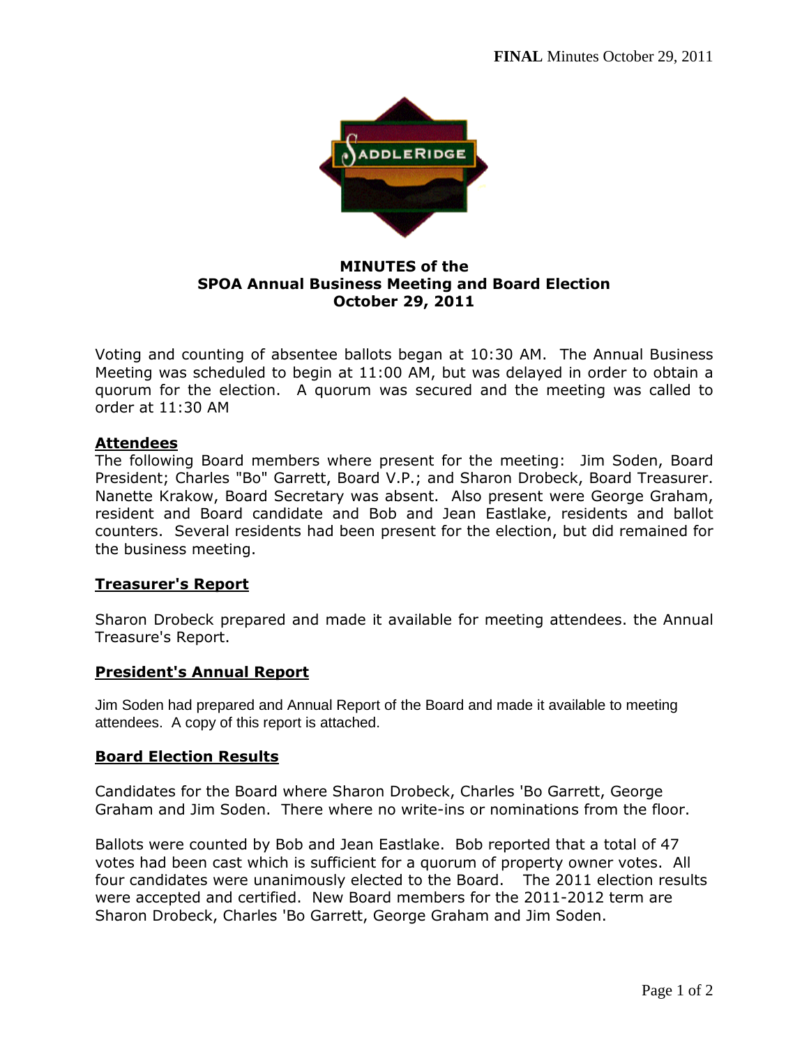**FINAL** Minutes October 29, 2011

# MINUTES of the SPOA Annual Business Meeting and Board Election October 29, 2011

Voting and counting of absentee ballots began at 10:30 AM. The Annual Business Meeting was scheduled to begin at 11:00 AM, but was delayed in order to obtain a quorum for the election. A quorum was secured and the meeting was called to order at 11:30 AM

## Attendees

The following Board members where present for the meeting: Jim Soden, Board President; Charles "Bo" Garrett, Board V.P.; and Sharon Drobeck, Board Treasurer. Nanette Krakow, Board Secretary was absent. Also present were George Graham, resident and Board candidate and Bob and Jean Eastlake, residents and ballot counters. Several residents had been present for the election, but did remained for the business meeting.

## Treasurer's Report

Sharon Drobeck prepared and made it available for meeting attendees. the Annual Treasure's Report.

## President's Annual Report

Jim Soden had prepared and Annual Report of the Board and made it available to meeting attendees. A copy of this report is attached.

## Board Election Results

Candidates for the Board where Sharon Drobeck, Charles 'Bo Garrett, George Graham and Jim Soden. There where no write-ins or nominations from the floor.

Ballots were counted by Bob and Jean Eastlake. Bob reported that a total of 47 votes had been cast which is sufficient for a quorum of property owner votes. All four candidates were unanimously elected to the Board. The 2011 election results were accepted and certified. New Board members for the 2011-2012 term are Sharon Drobeck, Charles 'Bo Garrett, George Graham and Jim Soden.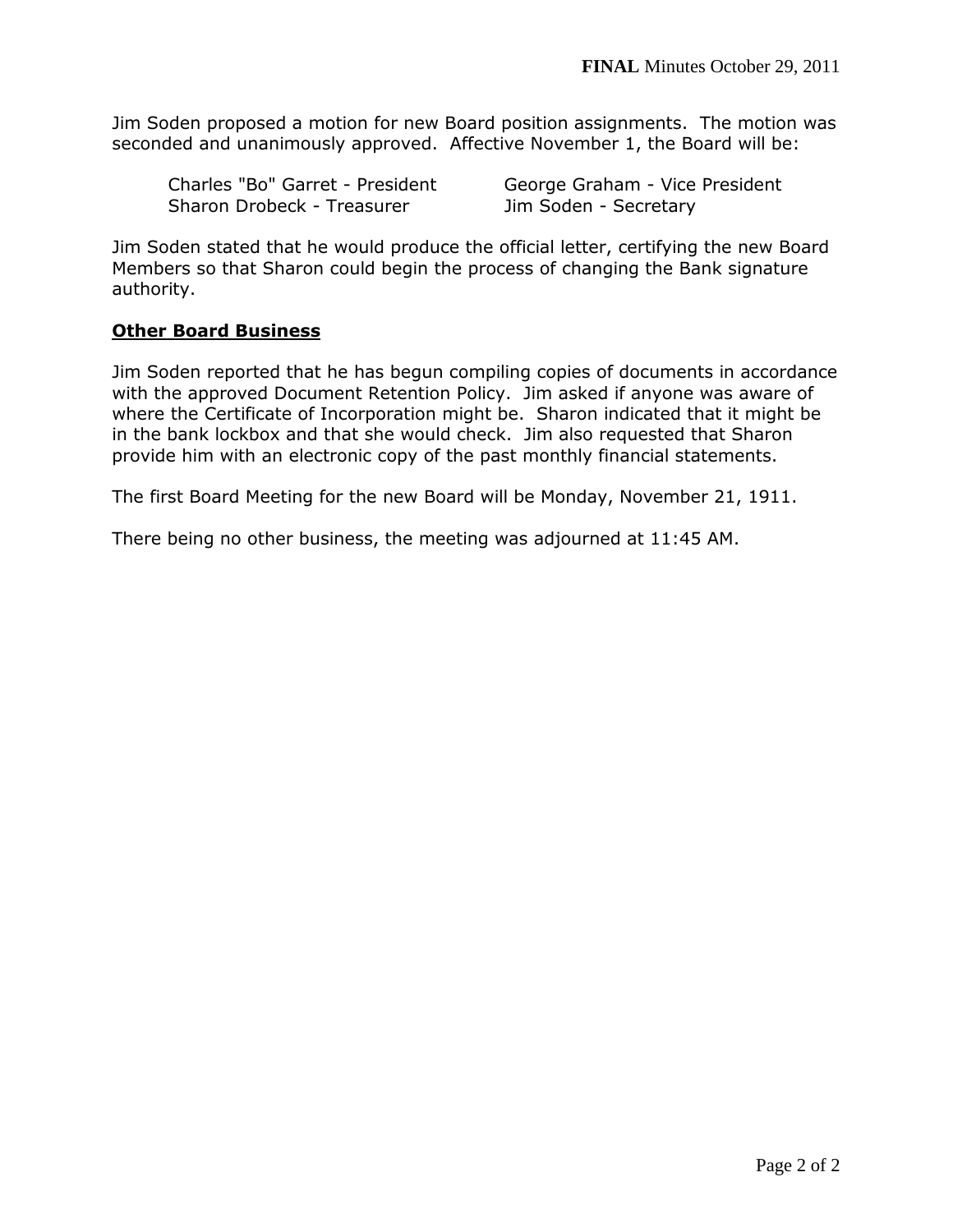Jim Soden proposed a motion for new Board position assignments. The motion was seconded and unanimously approved. Affective November 1, the Board will be:

Charles "Bo" Garret - President
George Graham - Vice President
Sharon Drobeck - Treasurer
Jim Soden - Secretary

Jim Soden stated that he would produce the official letter, certifying the new Board Members so that Sharon could begin the process of changing the Bank signature authority.

**Other Board Business**

Jim Soden reported that he has begun compiling copies of documents in accordance with the approved Document Retention Policy. Jim asked if anyone was aware of where the Certificate of Incorporation might be. Sharon indicated that it might be in the bank lockbox and that she would check. Jim also requested that Sharon provide him with an electronic copy of the past monthly financial statements.

The first Board Meeting for the new Board will be Monday, November 21, 1911.

There being no other business, the meeting was adjourned at 11:45 AM.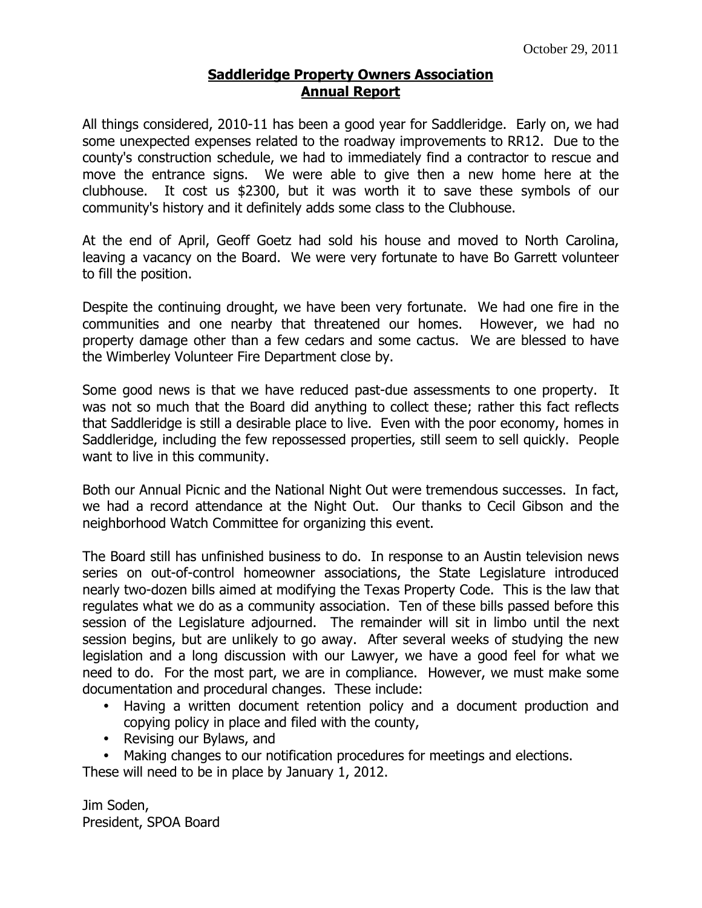October 29, 2011

# Saddleridge Property Owners Association
## Annual Report

All things considered, 2010-11 has been a good year for Saddleridge. Early on, we had some unexpected expenses related to the roadway improvements to RR12. Due to the county's construction schedule, we had to immediately find a contractor to rescue and move the entrance signs. We were able to give then a new home here at the clubhouse. It cost us $2300, but it was worth it to save these symbols of our community's history and it definitely adds some class to the Clubhouse.

At the end of April, Geoff Goetz had sold his house and moved to North Carolina, leaving a vacancy on the Board. We were very fortunate to have Bo Garrett volunteer to fill the position.

Despite the continuing drought, we have been very fortunate. We had one fire in the communities and one nearby that threatened our homes. However, we had no property damage other than a few cedars and some cactus. We are blessed to have the Wimberley Volunteer Fire Department close by.

Some good news is that we have reduced past-due assessments to one property. It was not so much that the Board did anything to collect these; rather this fact reflects that Saddleridge is still a desirable place to live. Even with the poor economy, homes in Saddleridge, including the few repossessed properties, still seem to sell quickly. People want to live in this community.

Both our Annual Picnic and the National Night Out were tremendous successes. In fact, we had a record attendance at the Night Out. Our thanks to Cecil Gibson and the neighborhood Watch Committee for organizing this event.

The Board still has unfinished business to do. In response to an Austin television news series on out-of-control homeowner associations, the State Legislature introduced nearly two-dozen bills aimed at modifying the Texas Property Code. This is the law that regulates what we do as a community association. Ten of these bills passed before this session of the Legislature adjourned. The remainder will sit in limbo until the next session begins, but are unlikely to go away. After several weeks of studying the new legislation and a long discussion with our Lawyer, we have a good feel for what we need to do. For the most part, we are in compliance. However, we must make some documentation and procedural changes. These include:

- Having a written document retention policy and a document production and copying policy in place and filed with the county,
- Revising our Bylaws, and
- Making changes to our notification procedures for meetings and elections.

These will need to be in place by January 1, 2012.

Jim Soden,
President, SPOA Board